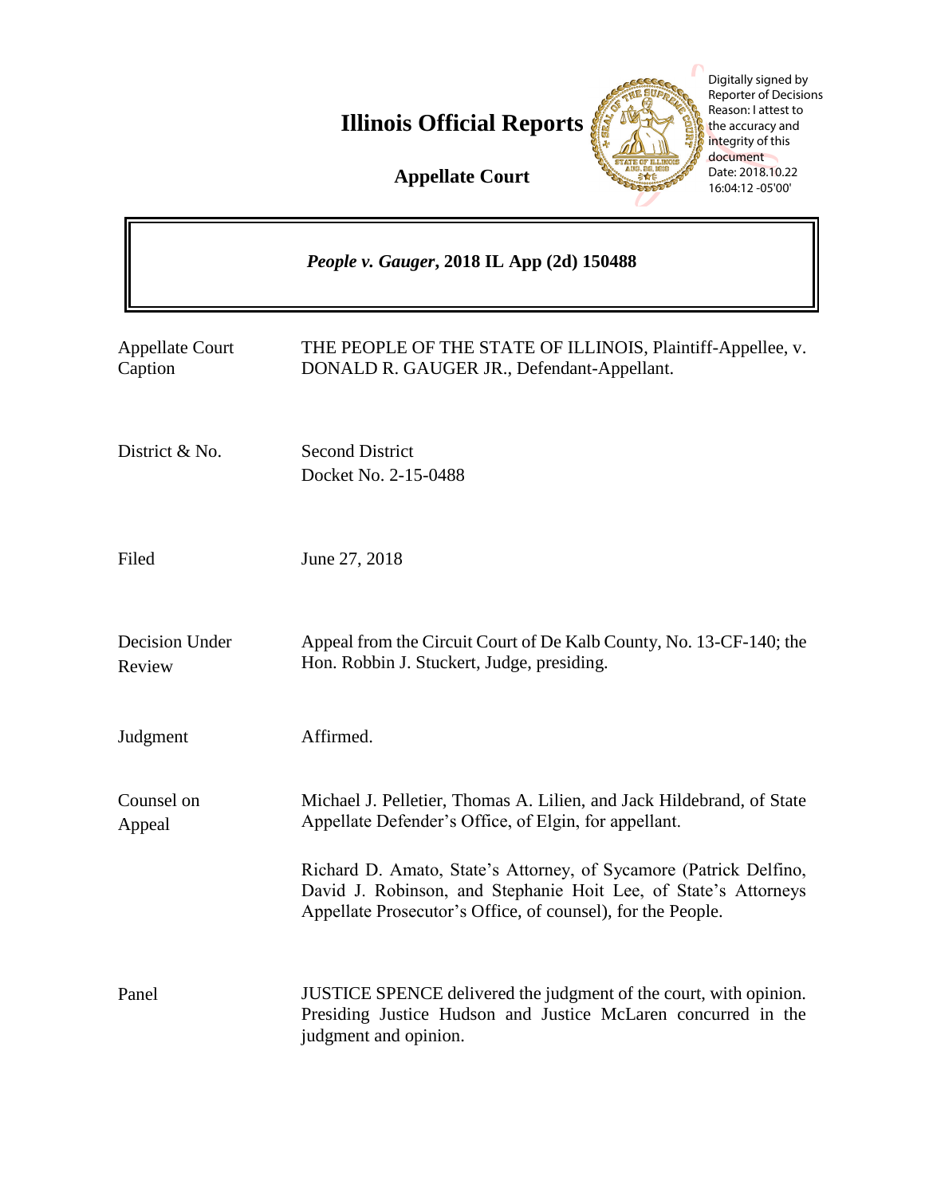# Illinois Official Reports

**Appellate Court**

Digitally signed by Reporter of Decisions
Reason: I attest to the accuracy and integrity of this document
Date: 2018.10.22 16:04:12 -05'00'

***People v. Gauger*, 2018 IL App (2d) 150488**

| | |
|---|---|
| Appellate Court Caption | THE PEOPLE OF THE STATE OF ILLINOIS, Plaintiff-Appellee, v. DONALD R. GAUGER JR., Defendant-Appellant. |
| District & No. | Second District<br>Docket No. 2-15-0488 |
| Filed | June 27, 2018 |
| Decision Under Review | Appeal from the Circuit Court of De Kalb County, No. 13-CF-140; the Hon. Robbin J. Stuckert, Judge, presiding. |
| Judgment | Affirmed. |
| Counsel on Appeal | Michael J. Pelletier, Thomas A. Lilien, and Jack Hildebrand, of State Appellate Defender's Office, of Elgin, for appellant.<br><br>Richard D. Amato, State's Attorney, of Sycamore (Patrick Delfino, David J. Robinson, and Stephanie Hoit Lee, of State's Attorneys Appellate Prosecutor's Office, of counsel), for the People. |
| Panel | JUSTICE SPENCE delivered the judgment of the court, with opinion. Presiding Justice Hudson and Justice McLaren concurred in the judgment and opinion. |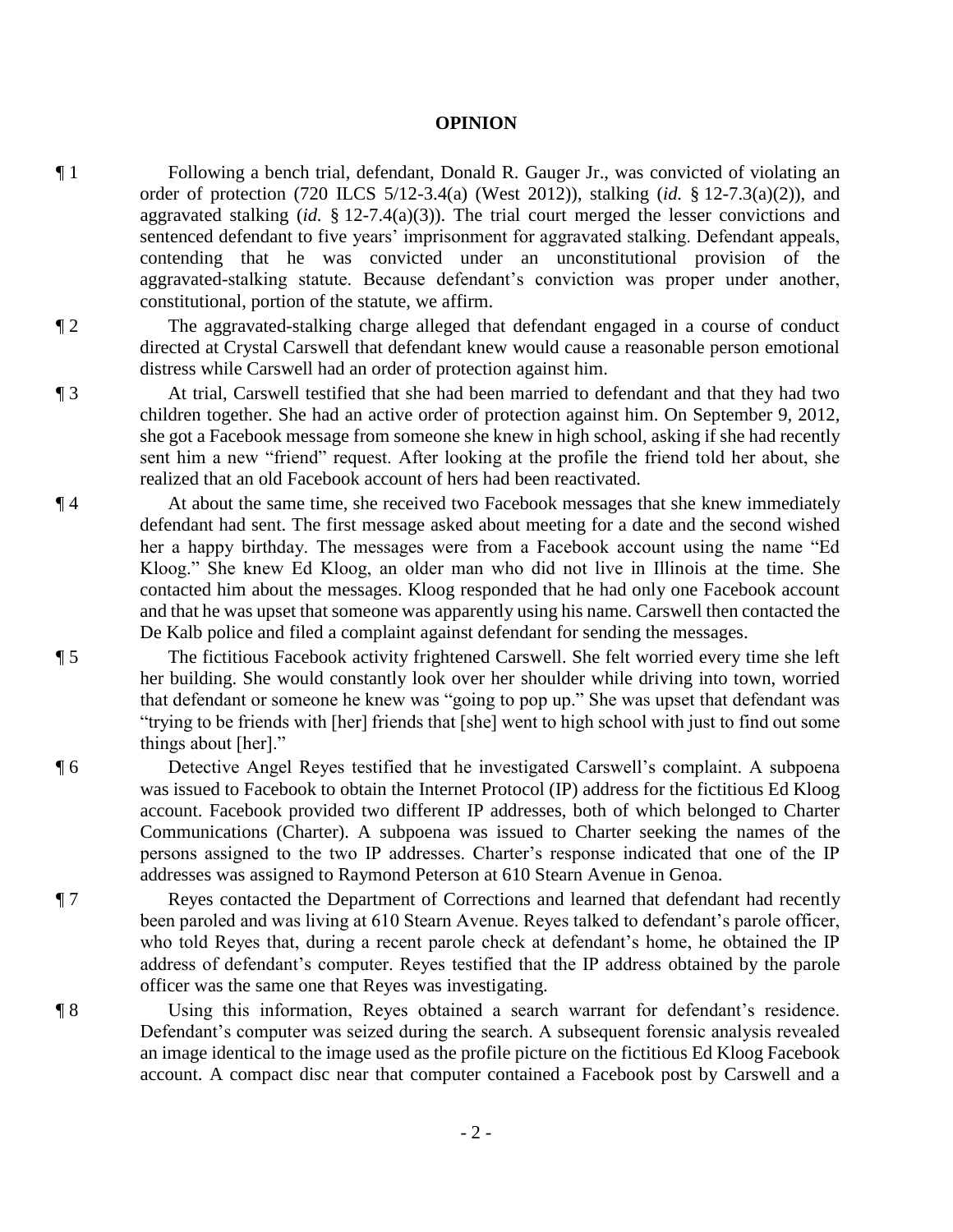**OPINION**

¶ 1 Following a bench trial, defendant, Donald R. Gauger Jr., was convicted of violating an order of protection (720 ILCS 5/12-3.4(a) (West 2012)), stalking (*id.* § 12-7.3(a)(2)), and aggravated stalking (*id.* § 12-7.4(a)(3)). The trial court merged the lesser convictions and sentenced defendant to five years' imprisonment for aggravated stalking. Defendant appeals, contending that he was convicted under an unconstitutional provision of the aggravated-stalking statute. Because defendant's conviction was proper under another, constitutional, portion of the statute, we affirm.

¶ 2 The aggravated-stalking charge alleged that defendant engaged in a course of conduct directed at Crystal Carswell that defendant knew would cause a reasonable person emotional distress while Carswell had an order of protection against him.

¶ 3 At trial, Carswell testified that she had been married to defendant and that they had two children together. She had an active order of protection against him. On September 9, 2012, she got a Facebook message from someone she knew in high school, asking if she had recently sent him a new "friend" request. After looking at the profile the friend told her about, she realized that an old Facebook account of hers had been reactivated.

¶ 4 At about the same time, she received two Facebook messages that she knew immediately defendant had sent. The first message asked about meeting for a date and the second wished her a happy birthday. The messages were from a Facebook account using the name "Ed Kloog." She knew Ed Kloog, an older man who did not live in Illinois at the time. She contacted him about the messages. Kloog responded that he had only one Facebook account and that he was upset that someone was apparently using his name. Carswell then contacted the De Kalb police and filed a complaint against defendant for sending the messages.

¶ 5 The fictitious Facebook activity frightened Carswell. She felt worried every time she left her building. She would constantly look over her shoulder while driving into town, worried that defendant or someone he knew was "going to pop up." She was upset that defendant was "trying to be friends with [her] friends that [she] went to high school with just to find out some things about [her]."

¶ 6 Detective Angel Reyes testified that he investigated Carswell's complaint. A subpoena was issued to Facebook to obtain the Internet Protocol (IP) address for the fictitious Ed Kloog account. Facebook provided two different IP addresses, both of which belonged to Charter Communications (Charter). A subpoena was issued to Charter seeking the names of the persons assigned to the two IP addresses. Charter's response indicated that one of the IP addresses was assigned to Raymond Peterson at 610 Stearn Avenue in Genoa.

¶ 7 Reyes contacted the Department of Corrections and learned that defendant had recently been paroled and was living at 610 Stearn Avenue. Reyes talked to defendant's parole officer, who told Reyes that, during a recent parole check at defendant's home, he obtained the IP address of defendant's computer. Reyes testified that the IP address obtained by the parole officer was the same one that Reyes was investigating.

¶ 8 Using this information, Reyes obtained a search warrant for defendant's residence. Defendant's computer was seized during the search. A subsequent forensic analysis revealed an image identical to the image used as the profile picture on the fictitious Ed Kloog Facebook account. A compact disc near that computer contained a Facebook post by Carswell and a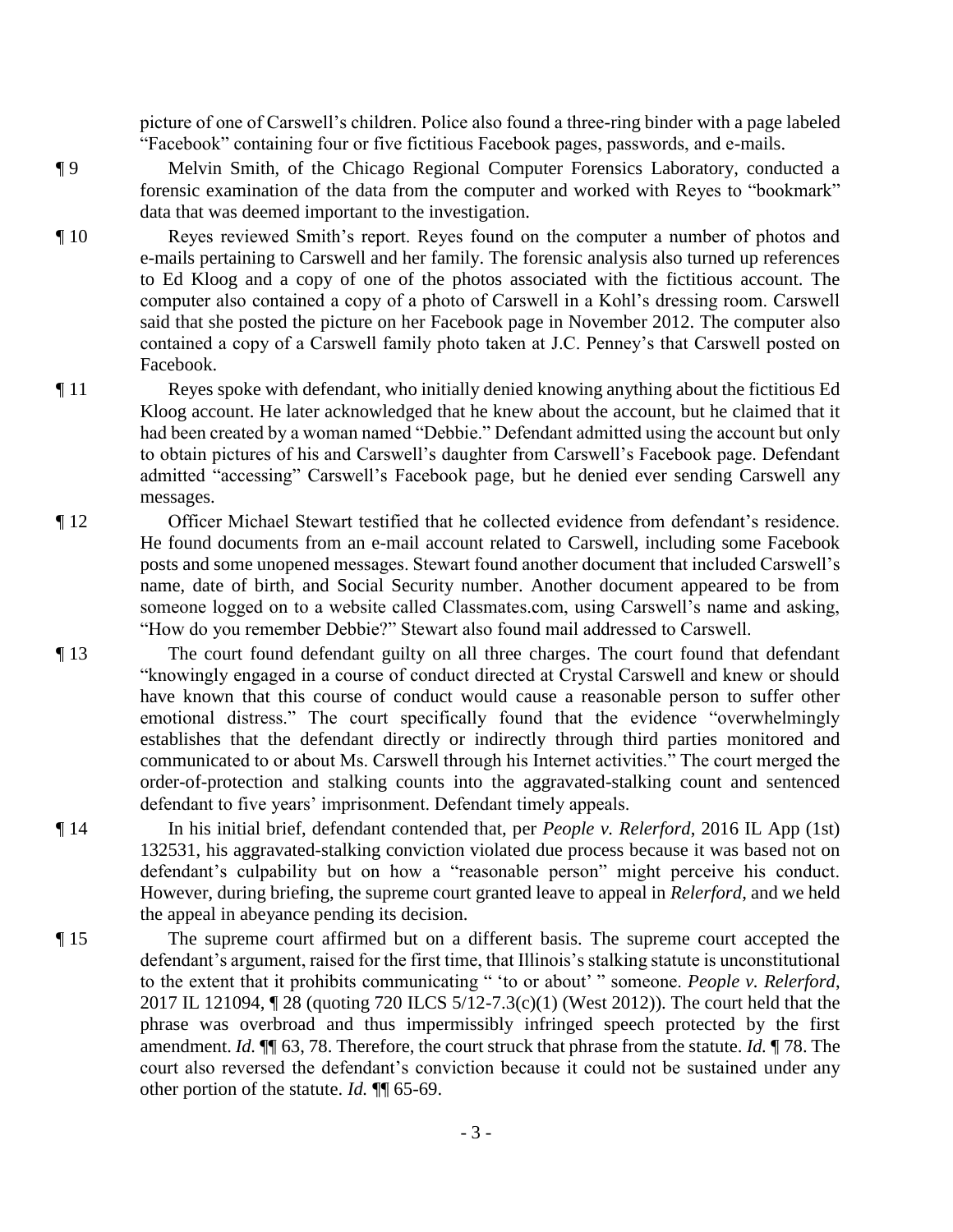picture of one of Carswell's children. Police also found a three-ring binder with a page labeled "Facebook" containing four or five fictitious Facebook pages, passwords, and e-mails.

¶ 9 Melvin Smith, of the Chicago Regional Computer Forensics Laboratory, conducted a forensic examination of the data from the computer and worked with Reyes to "bookmark" data that was deemed important to the investigation.

¶ 10 Reyes reviewed Smith's report. Reyes found on the computer a number of photos and e-mails pertaining to Carswell and her family. The forensic analysis also turned up references to Ed Kloog and a copy of one of the photos associated with the fictitious account. The computer also contained a copy of a photo of Carswell in a Kohl's dressing room. Carswell said that she posted the picture on her Facebook page in November 2012. The computer also contained a copy of a Carswell family photo taken at J.C. Penney's that Carswell posted on Facebook.

¶ 11 Reyes spoke with defendant, who initially denied knowing anything about the fictitious Ed Kloog account. He later acknowledged that he knew about the account, but he claimed that it had been created by a woman named "Debbie." Defendant admitted using the account but only to obtain pictures of his and Carswell's daughter from Carswell's Facebook page. Defendant admitted "accessing" Carswell's Facebook page, but he denied ever sending Carswell any messages.

¶ 12 Officer Michael Stewart testified that he collected evidence from defendant's residence. He found documents from an e-mail account related to Carswell, including some Facebook posts and some unopened messages. Stewart found another document that included Carswell's name, date of birth, and Social Security number. Another document appeared to be from someone logged on to a website called Classmates.com, using Carswell's name and asking, "How do you remember Debbie?" Stewart also found mail addressed to Carswell.

¶ 13 The court found defendant guilty on all three charges. The court found that defendant "knowingly engaged in a course of conduct directed at Crystal Carswell and knew or should have known that this course of conduct would cause a reasonable person to suffer other emotional distress." The court specifically found that the evidence "overwhelmingly establishes that the defendant directly or indirectly through third parties monitored and communicated to or about Ms. Carswell through his Internet activities." The court merged the order-of-protection and stalking counts into the aggravated-stalking count and sentenced defendant to five years' imprisonment. Defendant timely appeals.

¶ 14 In his initial brief, defendant contended that, per *People v. Relerford*, 2016 IL App (1st) 132531, his aggravated-stalking conviction violated due process because it was based not on defendant's culpability but on how a "reasonable person" might perceive his conduct. However, during briefing, the supreme court granted leave to appeal in *Relerford*, and we held the appeal in abeyance pending its decision.

¶ 15 The supreme court affirmed but on a different basis. The supreme court accepted the defendant's argument, raised for the first time, that Illinois's stalking statute is unconstitutional to the extent that it prohibits communicating " 'to or about' " someone. *People v. Relerford*, 2017 IL 121094, ¶ 28 (quoting 720 ILCS 5/12-7.3(c)(1) (West 2012)). The court held that the phrase was overbroad and thus impermissibly infringed speech protected by the first amendment. *Id.* ¶¶ 63, 78. Therefore, the court struck that phrase from the statute. *Id.* ¶ 78. The court also reversed the defendant's conviction because it could not be sustained under any other portion of the statute. *Id.* ¶¶ 65-69.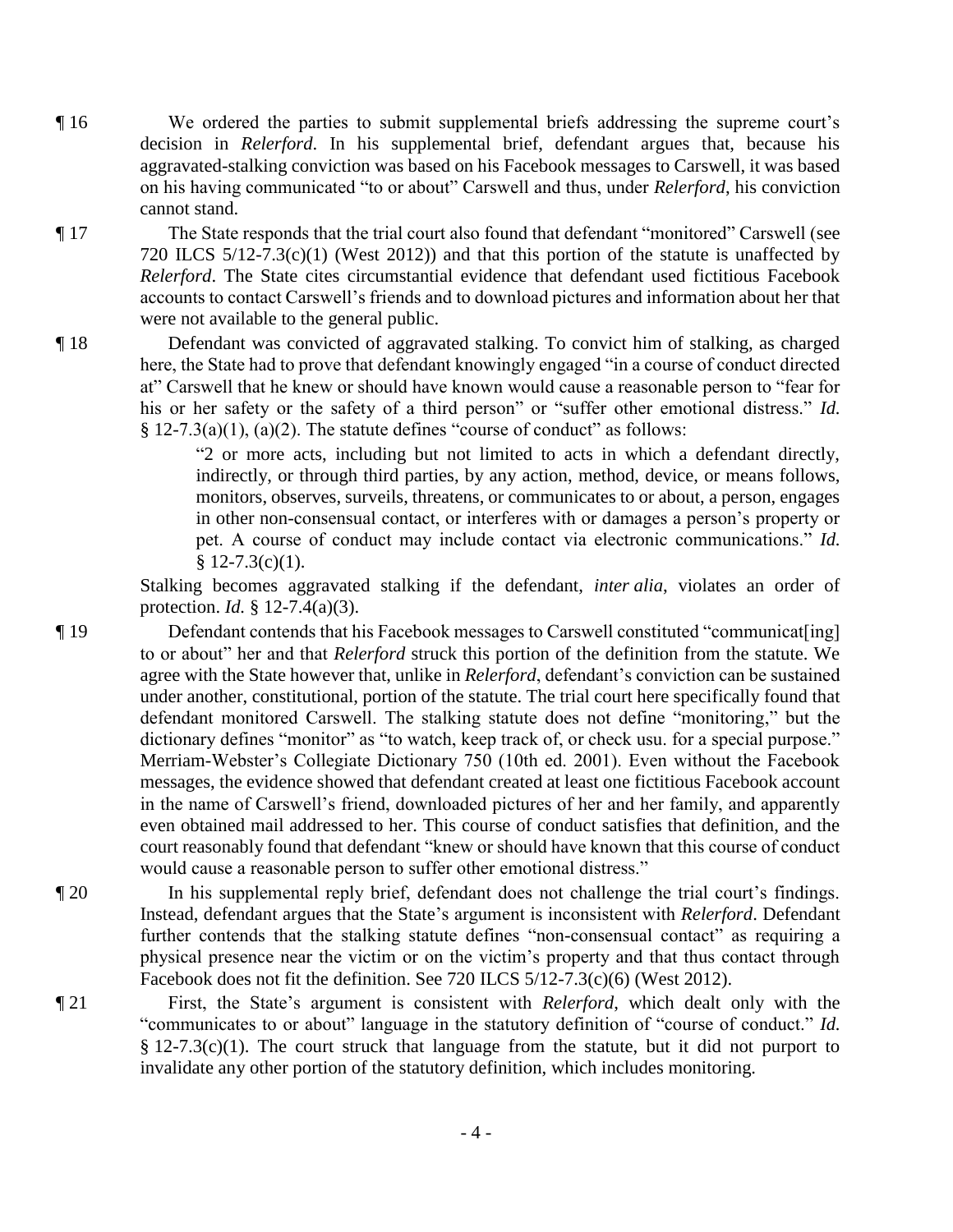¶ 16 We ordered the parties to submit supplemental briefs addressing the supreme court's decision in *Relerford*. In his supplemental brief, defendant argues that, because his aggravated-stalking conviction was based on his Facebook messages to Carswell, it was based on his having communicated "to or about" Carswell and thus, under *Relerford*, his conviction cannot stand.

¶ 17 The State responds that the trial court also found that defendant "monitored" Carswell (see 720 ILCS 5/12-7.3(c)(1) (West 2012)) and that this portion of the statute is unaffected by *Relerford*. The State cites circumstantial evidence that defendant used fictitious Facebook accounts to contact Carswell's friends and to download pictures and information about her that were not available to the general public.

¶ 18 Defendant was convicted of aggravated stalking. To convict him of stalking, as charged here, the State had to prove that defendant knowingly engaged "in a course of conduct directed at" Carswell that he knew or should have known would cause a reasonable person to "fear for his or her safety or the safety of a third person" or "suffer other emotional distress." *Id.* § 12-7.3(a)(1), (a)(2). The statute defines "course of conduct" as follows:

> "2 or more acts, including but not limited to acts in which a defendant directly, indirectly, or through third parties, by any action, method, device, or means follows, monitors, observes, surveils, threatens, or communicates to or about, a person, engages in other non-consensual contact, or interferes with or damages a person's property or pet. A course of conduct may include contact via electronic communications." *Id.* § 12-7.3(c)(1).

Stalking becomes aggravated stalking if the defendant, *inter alia*, violates an order of protection. *Id.* § 12-7.4(a)(3).

¶ 19 Defendant contends that his Facebook messages to Carswell constituted "communicat[ing] to or about" her and that *Relerford* struck this portion of the definition from the statute. We agree with the State however that, unlike in *Relerford*, defendant's conviction can be sustained under another, constitutional, portion of the statute. The trial court here specifically found that defendant monitored Carswell. The stalking statute does not define "monitoring," but the dictionary defines "monitor" as "to watch, keep track of, or check usu. for a special purpose." Merriam-Webster's Collegiate Dictionary 750 (10th ed. 2001). Even without the Facebook messages, the evidence showed that defendant created at least one fictitious Facebook account in the name of Carswell's friend, downloaded pictures of her and her family, and apparently even obtained mail addressed to her. This course of conduct satisfies that definition, and the court reasonably found that defendant "knew or should have known that this course of conduct would cause a reasonable person to suffer other emotional distress."

¶ 20 In his supplemental reply brief, defendant does not challenge the trial court's findings. Instead, defendant argues that the State's argument is inconsistent with *Relerford*. Defendant further contends that the stalking statute defines "non-consensual contact" as requiring a physical presence near the victim or on the victim's property and that thus contact through Facebook does not fit the definition. See 720 ILCS 5/12-7.3(c)(6) (West 2012).

¶ 21 First, the State's argument is consistent with *Relerford*, which dealt only with the "communicates to or about" language in the statutory definition of "course of conduct." *Id.* § 12-7.3(c)(1). The court struck that language from the statute, but it did not purport to invalidate any other portion of the statutory definition, which includes monitoring.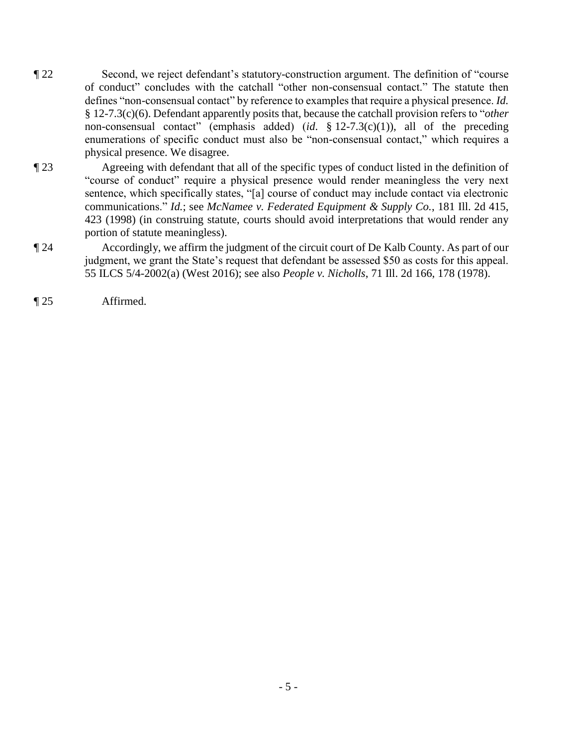¶ 22 Second, we reject defendant's statutory-construction argument. The definition of "course of conduct" concludes with the catchall "other non-consensual contact." The statute then defines "non-consensual contact" by reference to examples that require a physical presence. *Id.* § 12-7.3(c)(6). Defendant apparently posits that, because the catchall provision refers to "*other* non-consensual contact" (emphasis added) (*id.* § 12-7.3(c)(1)), all of the preceding enumerations of specific conduct must also be "non-consensual contact," which requires a physical presence. We disagree.

¶ 23 Agreeing with defendant that all of the specific types of conduct listed in the definition of "course of conduct" require a physical presence would render meaningless the very next sentence, which specifically states, "[a] course of conduct may include contact via electronic communications." *Id.*; see *McNamee v. Federated Equipment & Supply Co.*, 181 Ill. 2d 415, 423 (1998) (in construing statute, courts should avoid interpretations that would render any portion of statute meaningless).

¶ 24 Accordingly, we affirm the judgment of the circuit court of De Kalb County. As part of our judgment, we grant the State's request that defendant be assessed $50 as costs for this appeal. 55 ILCS 5/4-2002(a) (West 2016); see also *People v. Nicholls*, 71 Ill. 2d 166, 178 (1978).

¶ 25 Affirmed.